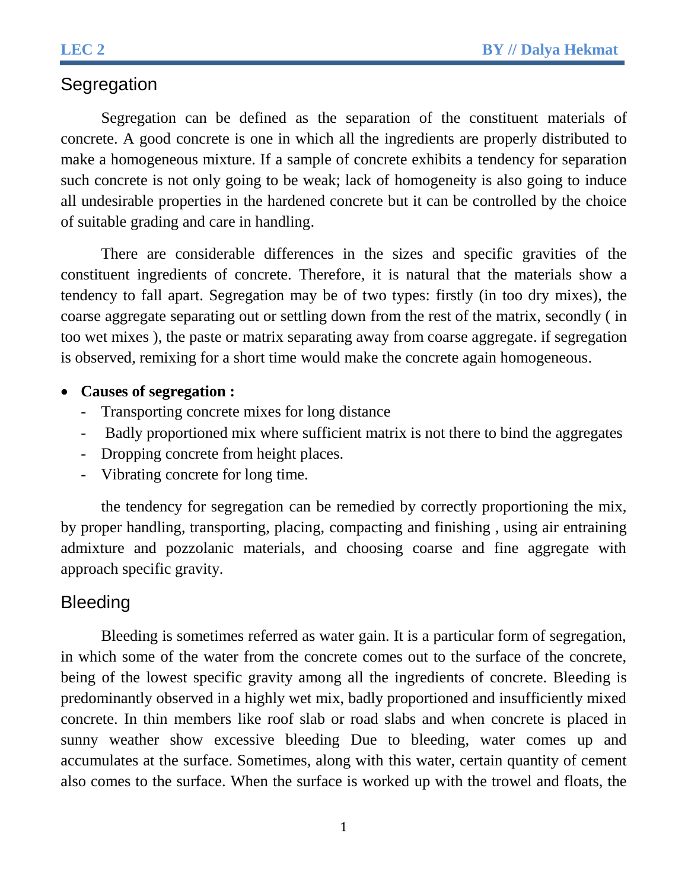## Segregation

Segregation can be defined as the separation of the constituent materials of concrete. A good concrete is one in which all the ingredients are properly distributed to make a homogeneous mixture. If a sample of concrete exhibits a tendency for separation such concrete is not only going to be weak; lack of homogeneity is also going to induce all undesirable properties in the hardened concrete but it can be controlled by the choice of suitable grading and care in handling.

There are considerable differences in the sizes and specific gravities of the constituent ingredients of concrete. Therefore, it is natural that the materials show a tendency to fall apart. Segregation may be of two types: firstly (in too dry mixes), the coarse aggregate separating out or settling down from the rest of the matrix, secondly ( in too wet mixes ), the paste or matrix separating away from coarse aggregate. if segregation is observed, remixing for a short time would make the concrete again homogeneous.

- **Causes of segregation :**
  - Transporting concrete mixes for long distance
  - Badly proportioned mix where sufficient matrix is not there to bind the aggregates
  - Dropping concrete from height places.
  - Vibrating concrete for long time.

the tendency for segregation can be remedied by correctly proportioning the mix, by proper handling, transporting, placing, compacting and finishing , using air entraining admixture and pozzolanic materials, and choosing coarse and fine aggregate with approach specific gravity.

## Bleeding

Bleeding is sometimes referred as water gain. It is a particular form of segregation, in which some of the water from the concrete comes out to the surface of the concrete, being of the lowest specific gravity among all the ingredients of concrete. Bleeding is predominantly observed in a highly wet mix, badly proportioned and insufficiently mixed concrete. In thin members like roof slab or road slabs and when concrete is placed in sunny weather show excessive bleeding Due to bleeding, water comes up and accumulates at the surface. Sometimes, along with this water, certain quantity of cement also comes to the surface. When the surface is worked up with the trowel and floats, the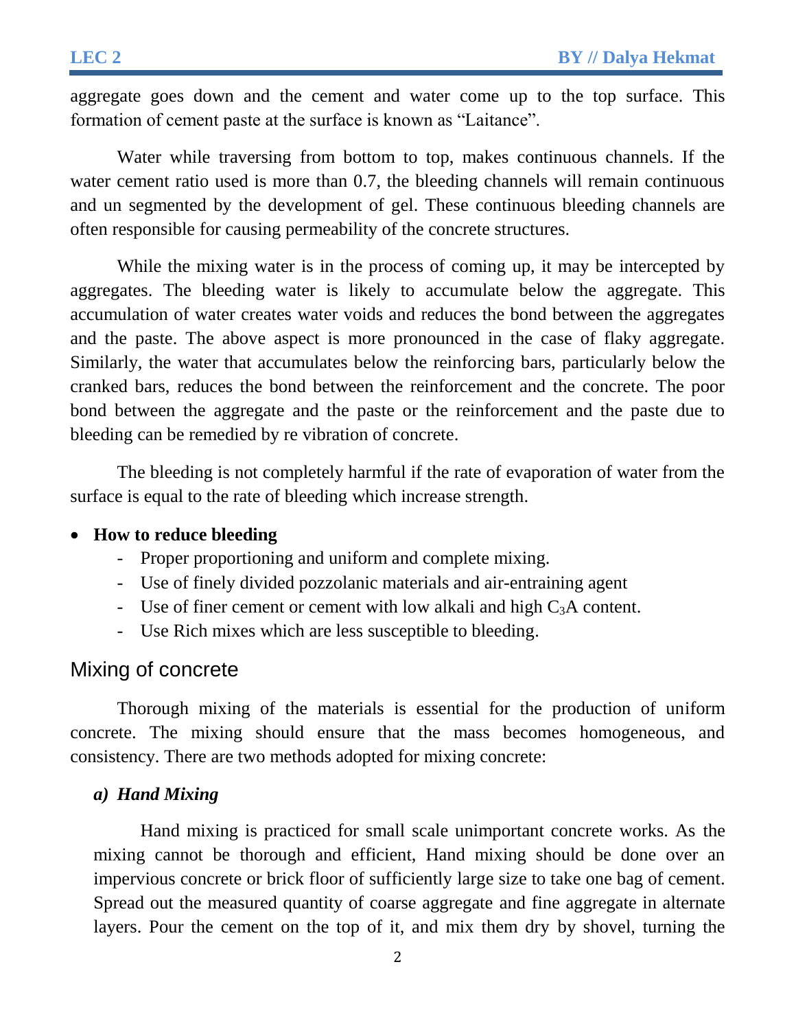aggregate goes down and the cement and water come up to the top surface. This formation of cement paste at the surface is known as “Laitance”.

Water while traversing from bottom to top, makes continuous channels. If the water cement ratio used is more than 0.7, the bleeding channels will remain continuous and un segmented by the development of gel. These continuous bleeding channels are often responsible for causing permeability of the concrete structures.

While the mixing water is in the process of coming up, it may be intercepted by aggregates. The bleeding water is likely to accumulate below the aggregate. This accumulation of water creates water voids and reduces the bond between the aggregates and the paste. The above aspect is more pronounced in the case of flaky aggregate. Similarly, the water that accumulates below the reinforcing bars, particularly below the cranked bars, reduces the bond between the reinforcement and the concrete. The poor bond between the aggregate and the paste or the reinforcement and the paste due to bleeding can be remedied by re vibration of concrete.

The bleeding is not completely harmful if the rate of evaporation of water from the surface is equal to the rate of bleeding which increase strength.

- **How to reduce bleeding**
  - Proper proportioning and uniform and complete mixing.
  - Use of finely divided pozzolanic materials and air-entraining agent
  - Use of finer cement or cement with low alkali and high $C_3A$ content.
  - Use Rich mixes which are less susceptible to bleeding.

## Mixing of concrete

Thorough mixing of the materials is essential for the production of uniform concrete. The mixing should ensure that the mass becomes homogeneous, and consistency. There are two methods adopted for mixing concrete:

### *a) Hand Mixing*

Hand mixing is practiced for small scale unimportant concrete works. As the mixing cannot be thorough and efficient, Hand mixing should be done over an impervious concrete or brick floor of sufficiently large size to take one bag of cement. Spread out the measured quantity of coarse aggregate and fine aggregate in alternate layers. Pour the cement on the top of it, and mix them dry by shovel, turning the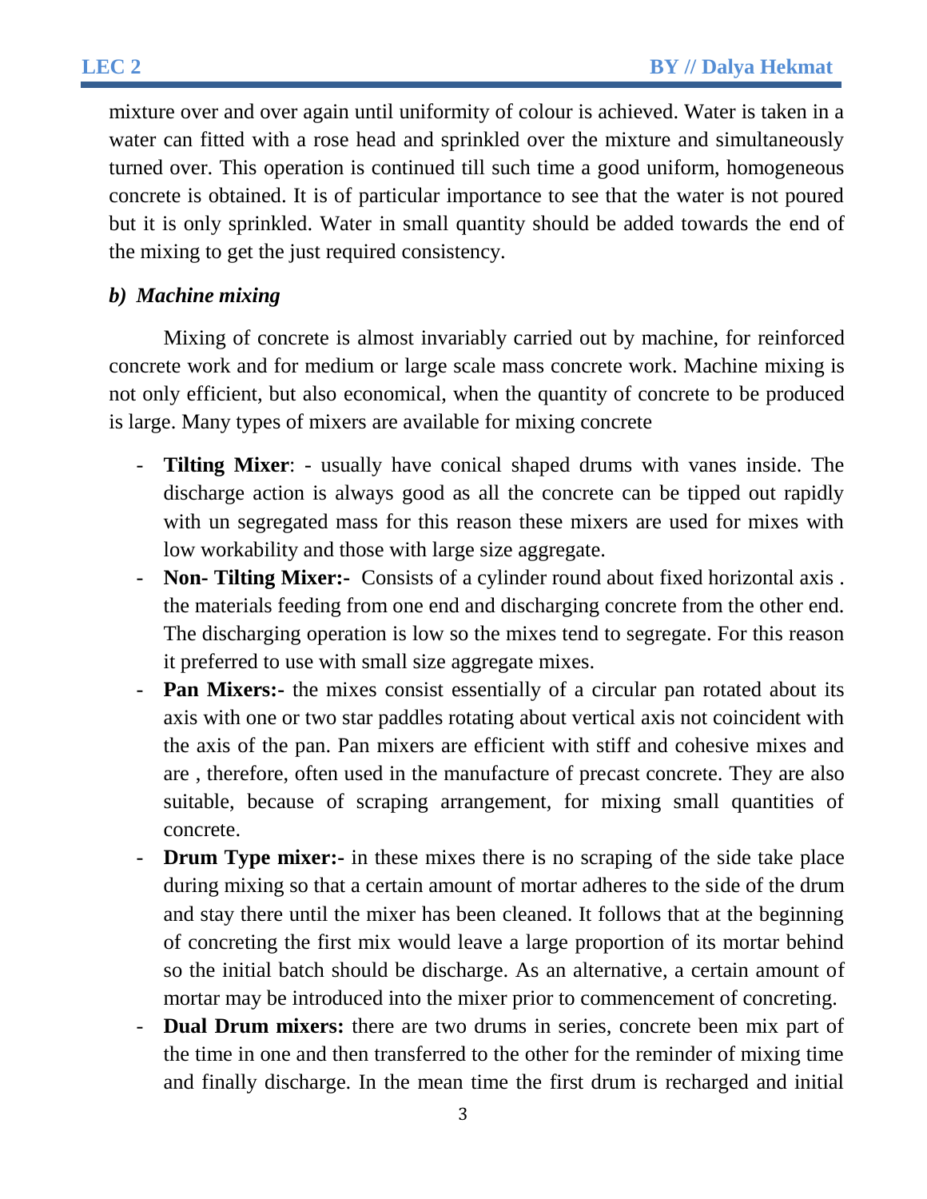mixture over and over again until uniformity of colour is achieved. Water is taken in a water can fitted with a rose head and sprinkled over the mixture and simultaneously turned over. This operation is continued till such time a good uniform, homogeneous concrete is obtained. It is of particular importance to see that the water is not poured but it is only sprinkled. Water in small quantity should be added towards the end of the mixing to get the just required consistency.

***b) Machine mixing***

Mixing of concrete is almost invariably carried out by machine, for reinforced concrete work and for medium or large scale mass concrete work. Machine mixing is not only efficient, but also economical, when the quantity of concrete to be produced is large. Many types of mixers are available for mixing concrete

- **Tilting Mixer**: - usually have conical shaped drums with vanes inside. The discharge action is always good as all the concrete can be tipped out rapidly with un segregated mass for this reason these mixers are used for mixes with low workability and those with large size aggregate.
- **Non- Tilting Mixer:-** Consists of a cylinder round about fixed horizontal axis . the materials feeding from one end and discharging concrete from the other end. The discharging operation is low so the mixes tend to segregate. For this reason it preferred to use with small size aggregate mixes.
- **Pan Mixers:-** the mixes consist essentially of a circular pan rotated about its axis with one or two star paddles rotating about vertical axis not coincident with the axis of the pan. Pan mixers are efficient with stiff and cohesive mixes and are , therefore, often used in the manufacture of precast concrete. They are also suitable, because of scraping arrangement, for mixing small quantities of concrete.
- **Drum Type mixer:-** in these mixes there is no scraping of the side take place during mixing so that a certain amount of mortar adheres to the side of the drum and stay there until the mixer has been cleaned. It follows that at the beginning of concreting the first mix would leave a large proportion of its mortar behind so the initial batch should be discharge. As an alternative, a certain amount of mortar may be introduced into the mixer prior to commencement of concreting.
- **Dual Drum mixers:** there are two drums in series, concrete been mix part of the time in one and then transferred to the other for the reminder of mixing time and finally discharge. In the mean time the first drum is recharged and initial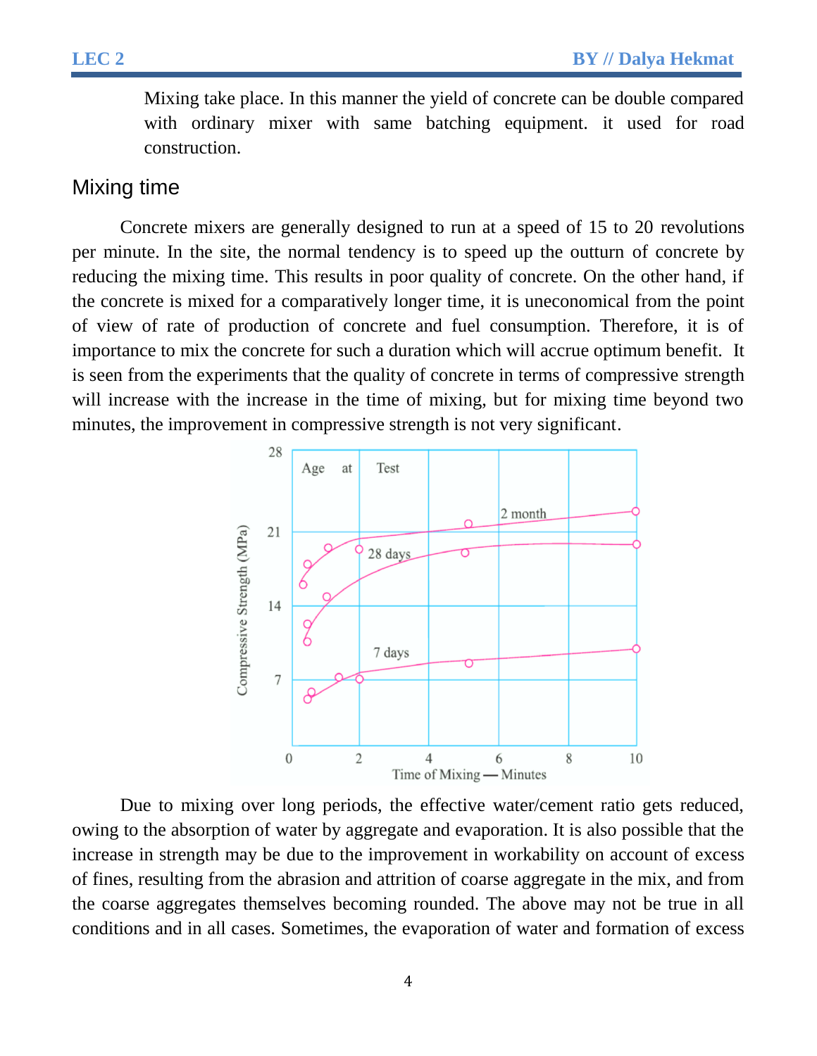Mixing take place. In this manner the yield of concrete can be double compared with ordinary mixer with same batching equipment. it used for road construction.

## Mixing time

Concrete mixers are generally designed to run at a speed of 15 to 20 revolutions per minute. In the site, the normal tendency is to speed up the outturn of concrete by reducing the mixing time. This results in poor quality of concrete. On the other hand, if the concrete is mixed for a comparatively longer time, it is uneconomical from the point of view of rate of production of concrete and fuel consumption. Therefore, it is of importance to mix the concrete for such a duration which will accrue optimum benefit. It is seen from the experiments that the quality of concrete in terms of compressive strength will increase with the increase in the time of mixing, but for mixing time beyond two minutes, the improvement in compressive strength is not very significant.

Due to mixing over long periods, the effective water/cement ratio gets reduced, owing to the absorption of water by aggregate and evaporation. It is also possible that the increase in strength may be due to the improvement in workability on account of excess of fines, resulting from the abrasion and attrition of coarse aggregate in the mix, and from the coarse aggregates themselves becoming rounded. The above may not be true in all conditions and in all cases. Sometimes, the evaporation of water and formation of excess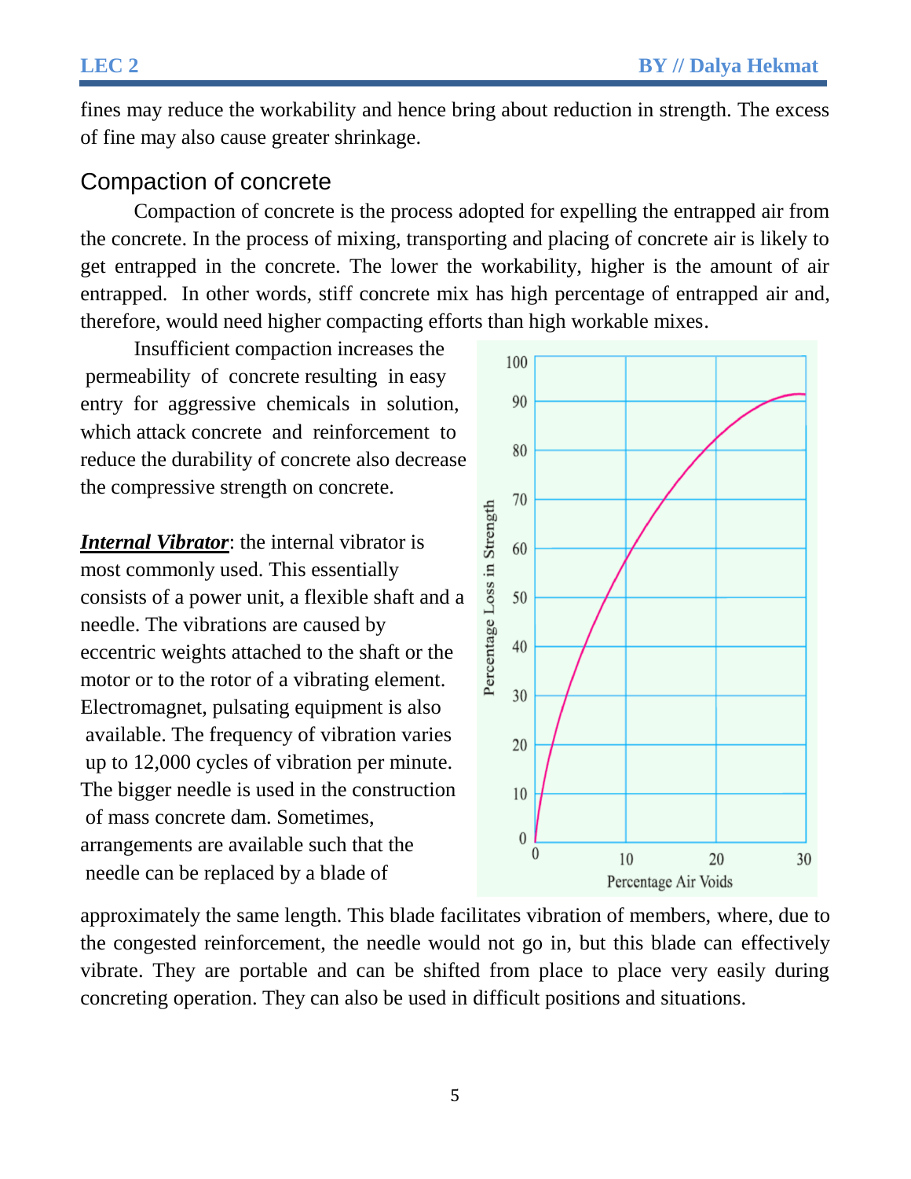fines may reduce the workability and hence bring about reduction in strength. The excess of fine may also cause greater shrinkage.

## Compaction of concrete

Compaction of concrete is the process adopted for expelling the entrapped air from the concrete. In the process of mixing, transporting and placing of concrete air is likely to get entrapped in the concrete. The lower the workability, higher is the amount of air entrapped. In other words, stiff concrete mix has high percentage of entrapped air and, therefore, would need higher compacting efforts than high workable mixes.

Insufficient compaction increases the permeability of concrete resulting in easy entry for aggressive chemicals in solution, which attack concrete and reinforcement to reduce the durability of concrete also decrease the compressive strength on concrete.

***Internal Vibrator***: the internal vibrator is most commonly used. This essentially consists of a power unit, a flexible shaft and a needle. The vibrations are caused by eccentric weights attached to the shaft or the motor or to the rotor of a vibrating element. Electromagnet, pulsating equipment is also available. The frequency of vibration varies up to 12,000 cycles of vibration per minute. The bigger needle is used in the construction of mass concrete dam. Sometimes, arrangements are available such that the needle can be replaced by a blade of approximately the same length. This blade facilitates vibration of members, where, due to the congested reinforcement, the needle would not go in, but this blade can effectively vibrate. They are portable and can be shifted from place to place very easily during concreting operation. They can also be used in difficult positions and situations.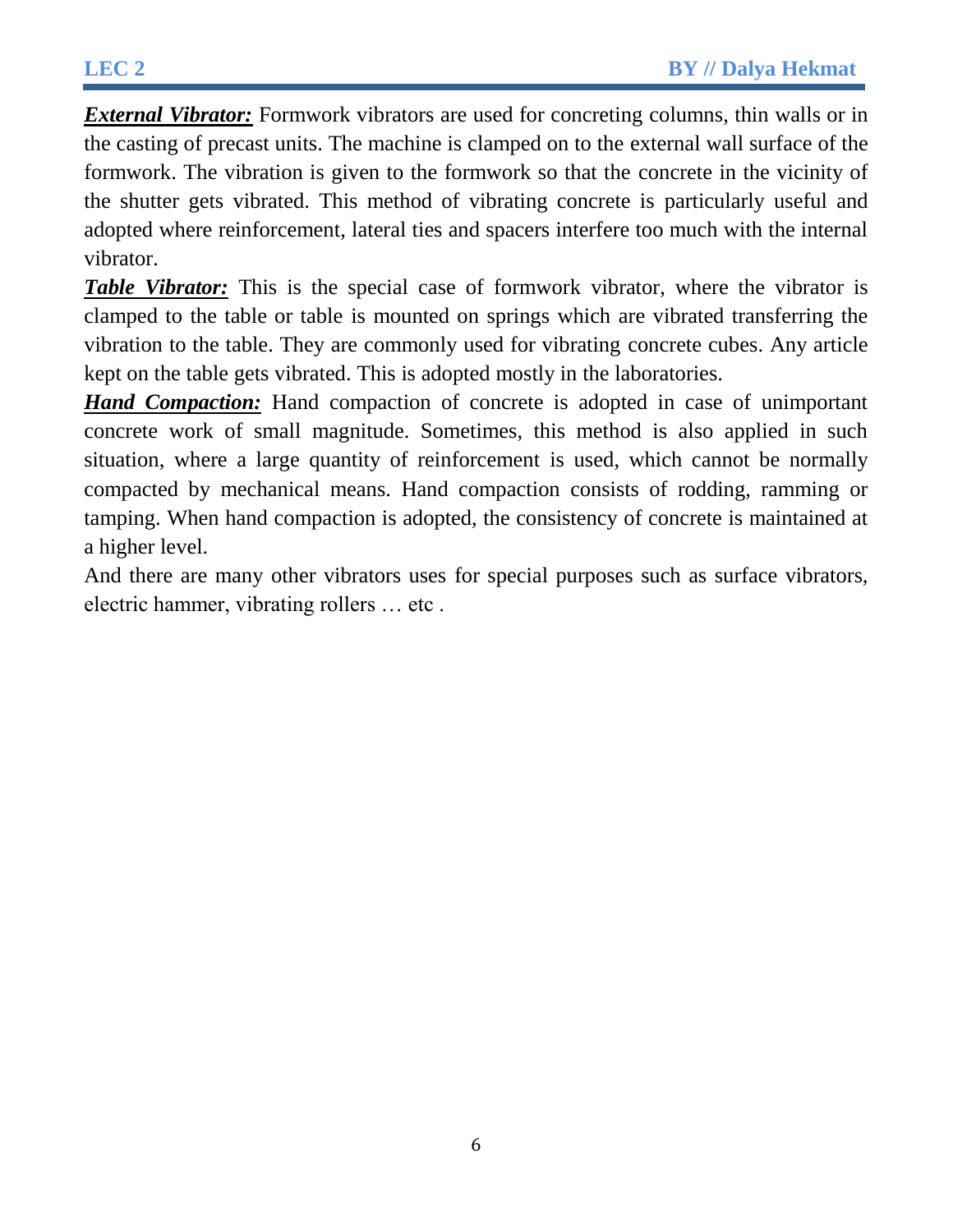***External Vibrator:*** Formwork vibrators are used for concreting columns, thin walls or in the casting of precast units. The machine is clamped on to the external wall surface of the formwork. The vibration is given to the formwork so that the concrete in the vicinity of the shutter gets vibrated. This method of vibrating concrete is particularly useful and adopted where reinforcement, lateral ties and spacers interfere too much with the internal vibrator.

***Table Vibrator:*** This is the special case of formwork vibrator, where the vibrator is clamped to the table or table is mounted on springs which are vibrated transferring the vibration to the table. They are commonly used for vibrating concrete cubes. Any article kept on the table gets vibrated. This is adopted mostly in the laboratories.

***Hand Compaction:*** Hand compaction of concrete is adopted in case of unimportant concrete work of small magnitude. Sometimes, this method is also applied in such situation, where a large quantity of reinforcement is used, which cannot be normally compacted by mechanical means. Hand compaction consists of rodding, ramming or tamping. When hand compaction is adopted, the consistency of concrete is maintained at a higher level.

And there are many other vibrators uses for special purposes such as surface vibrators, electric hammer, vibrating rollers … etc .